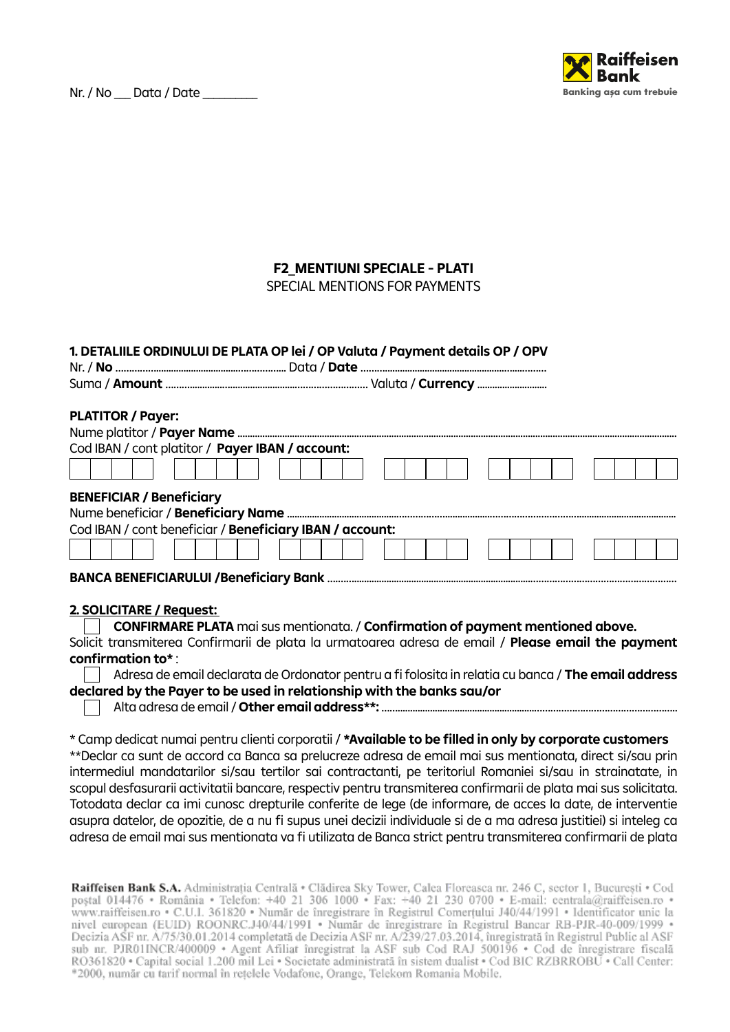Nr. / No ___ Data / Date ________

Raiffeisen Bank
Banking așa cum trebuie

## F2_MENTIUNI SPECIALE - PLATI
SPECIAL MENTIONS FOR PAYMENTS

**1. DETALIILE ORDINULUI DE PLATA OP lei / OP Valuta / Payment details OP / OPV**

Nr. / **No** .................................................. Data / **Date** ..........................................................

Suma / **Amount** ............................................................................ Valuta / **Currency** ............................

**PLATITOR / Payer:**

Nume platitor / **Payer Name** ..........................................................................................................................................

Cod IBAN / cont platitor / **Payer IBAN / account:**

| | | | | | | | | | | | | | | | | | | | | | | | |
|---|---|---|---|---|---|---|---|---|---|---|---|---|---|---|---|---|---|---|---|---|---|---|---|
| | | | | | | | | | | | | | | | | | | | | | | | |

**BENEFICIAR / Beneficiary**

Nume beneficiar / **Beneficiary Name** ..............................................................................................................................

Cod IBAN / cont beneficiar / **Beneficiary IBAN / account:**

| | | | | | | | | | | | | | | | | | | | | | | | |
|---|---|---|---|---|---|---|---|---|---|---|---|---|---|---|---|---|---|---|---|---|---|---|---|
| | | | | | | | | | | | | | | | | | | | | | | | |

**BANCA BENEFICIARULUI /Beneficiary Bank** .................................................................................................................

**2. SOLICITARE / Request:**

☐ **CONFIRMARE PLATA** mai sus mentionata. / **Confirmation of payment mentioned above.**

Solicit transmiterea Confirmarii de plata la urmatoarea adresa de email / **Please email the payment confirmation to*** :

☐ Adresa de email declarata de Ordonator pentru a fi folosita in relatia cu banca / **The email address declared by the Payer to be used in relationship with the banks sau/or**

☐ Alta adresa de email / **Other email address**:** .................................................................................................

* Camp dedicat numai pentru clienti corporatii / ***Available to be filled in only by corporate customers**

**Declar ca sunt de acord ca Banca sa prelucreze adresa de email mai sus mentionata, direct si/sau prin intermediul mandatarilor si/sau tertilor sai contractanti, pe teritoriul Romaniei si/sau in strainatate, in scopul desfasurarii activitatii bancare, respectiv pentru transmiterea confirmarii de plata mai sus solicitata. Totodata declar ca imi cunosc drepturile conferite de lege (de informare, de acces la date, de interventie asupra datelor, de opozitie, de a nu fi supus unei decizii individuale si de a ma adresa justitiei) si inteleg ca adresa de email mai sus mentionata va fi utilizata de Banca strict pentru transmiterea confirmarii de plata

**Raiffeisen Bank S.A.** Administrația Centrală • Clădirea Sky Tower, Calea Floreasca nr. 246 C, sector 1, București • Cod poștal 014476 • România • Telefon: +40 21 306 1000 • Fax: +40 21 230 0700 • E-mail: centrala@raiffeisen.ro • www.raiffeisen.ro • C.U.I. 361820 • Număr de înregistrare în Registrul Comerțului J40/44/1991 • Identificator unic la nivel european (EUID) ROONRC.J40/44/1991 • Număr de înregistrare în Registrul Bancar RB-PJR-40-009/1999 • Decizia ASF nr. A/75/30.01.2014 completată de Decizia ASF nr. A/239/27.03.2014, înregistrată în Registrul Public al ASF sub nr. PJR01INCR/400009 • Agent Afiliat înregistrat la ASF sub Cod RAJ 500196 • Cod de înregistrare fiscală RO361820 • Capital social 1.200 mil Lei • Societate administrată în sistem dualist • Cod BIC RZBRROBU • Call Center: *2000, număr cu tarif normal în rețelele Vodafone, Orange, Telekom Romania Mobile.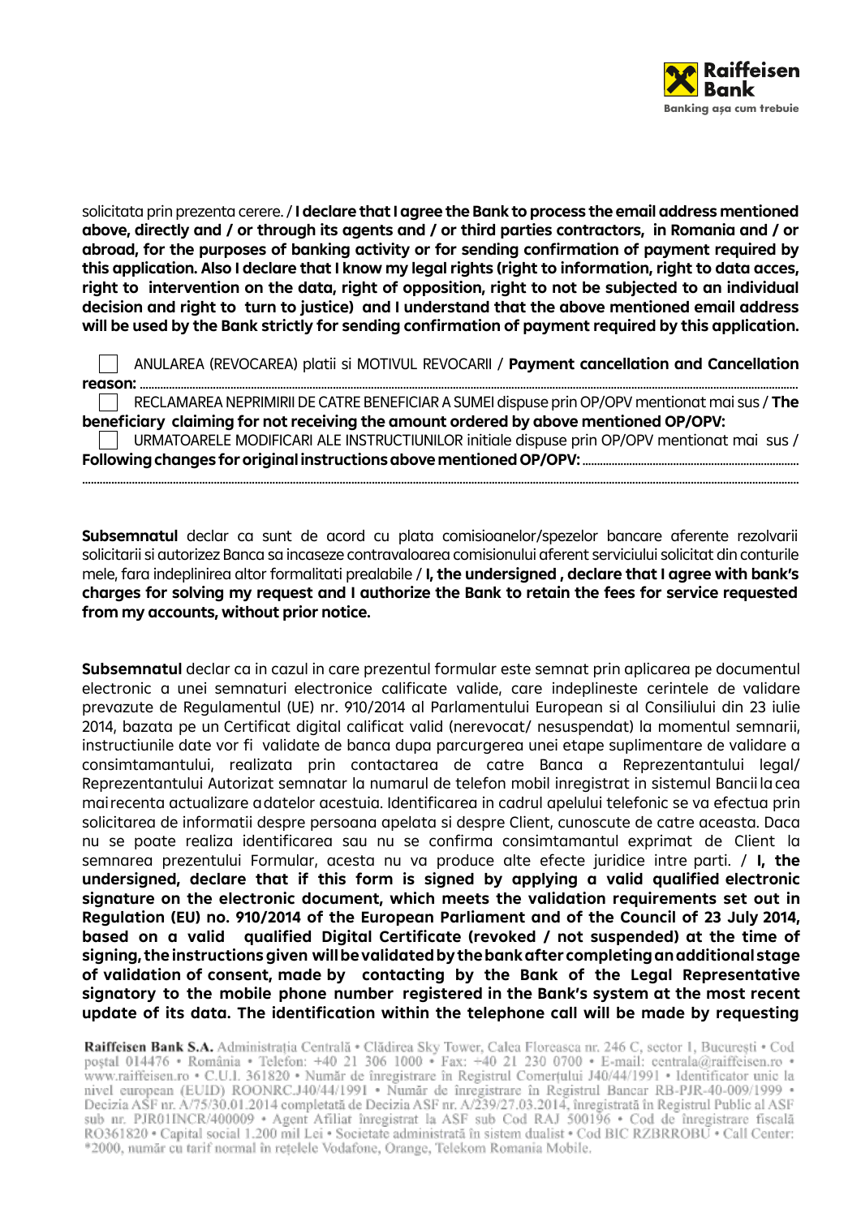solicitata prin prezenta cerere. / **I declare that I agree the Bank to process the email address mentioned above, directly and / or through its agents and / or third parties contractors, in Romania and / or abroad, for the purposes of banking activity or for sending confirmation of payment required by this application. Also I declare that I know my legal rights (right to information, right to data acces, right to intervention on the data, right of opposition, right to not be subjected to an individual decision and right to turn to justice) and I understand that the above mentioned email address will be used by the Bank strictly for sending confirmation of payment required by this application.**

☐ ANULAREA (REVOCAREA) platii si MOTIVUL REVOCARII / **Payment cancellation and Cancellation reason:** ...............................................................................................................................................................................

☐ RECLAMAREA NEPRIMIRII DE CATRE BENEFICIAR A SUMEI dispuse prin OP/OPV mentionat mai sus / **The beneficiary claiming for not receiving the amount ordered by above mentioned OP/OPV:**

☐ URMATOARELE MODIFICARI ALE INSTRUCTIUNILOR initiale dispuse prin OP/OPV mentionat mai sus / **Following changes for original instructions above mentioned OP/OPV:** ..........................................................................
...............................................................................................................................................................................

**Subsemnatul** declar ca sunt de acord cu plata comisioanelor/spezelor bancare aferente rezolvarii solicitarii si autorizez Banca sa incaseze contravaloarea comisionului aferent serviciului solicitat din conturile mele, fara indeplinirea altor formalitati prealabile / **I, the undersigned , declare that I agree with bank's charges for solving my request and I authorize the Bank to retain the fees for service requested from my accounts, without prior notice.**

**Subsemnatul** declar ca in cazul in care prezentul formular este semnat prin aplicarea pe documentul electronic a unei semnaturi electronice calificate valide, care indeplineste cerintele de validare prevazute de Regulamentul (UE) nr. 910/2014 al Parlamentului European si al Consiliului din 23 iulie 2014, bazata pe un Certificat digital calificat valid (nerevocat/ nesuspendat) la momentul semnarii, instructiunile date vor fi validate de banca dupa parcurgerea unei etape suplimentare de validare a consimtamantului, realizata prin contactarea de catre Banca a Reprezentantului legal/ Reprezentantului Autorizat semnatar la numarul de telefon mobil inregistrat in sistemul Bancii la cea mai recenta actualizare a datelor acestuia. Identificarea in cadrul apelului telefonic se va efectua prin solicitarea de informatii despre persoana apelata si despre Client, cunoscute de catre aceasta. Daca nu se poate realiza identificarea sau nu se confirma consimtamantul exprimat de Client la semnarea prezentului Formular, acesta nu va produce alte efecte juridice intre parti. / **I, the undersigned, declare that if this form is signed by applying a valid qualified electronic signature on the electronic document, which meets the validation requirements set out in Regulation (EU) no. 910/2014 of the European Parliament and of the Council of 23 July 2014, based on a valid qualified Digital Certificate (revoked / not suspended) at the time of signing, the instructions given will be validated by the bank after completing an additional stage of validation of consent, made by contacting by the Bank of the Legal Representative signatory to the mobile phone number registered in the Bank's system at the most recent update of its data. The identification within the telephone call will be made by requesting**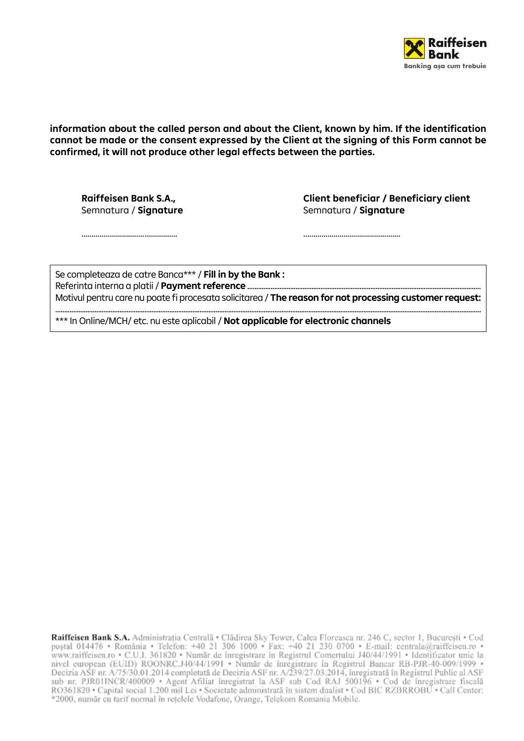**information about the called person and about the Client, known by him. If the identification cannot be made or the consent expressed by the Client at the signing of this Form cannot be confirmed, it will not produce other legal effects between the parties.**

**Raiffeisen Bank S.A.,**
Semnatura / **Signature**

..........................................

**Client beneficiar / Beneficiary client**
Semnatura / **Signature**

..........................................

Se completeaza de catre Banca*** / **Fill in by the Bank :**
Referinta interna a platii / **Payment reference** ..........................................................................................
Motivul pentru care nu poate fi procesata solicitarea / **The reason for not processing customer request:**
..........................................................................................................................................................
*** In Online/MCH/ etc. nu este aplicabil / **Not applicable for electronic channels**

**Raiffeisen Bank S.A.** Administrația Centrală • Clădirea Sky Tower, Calea Floreasca nr. 246 C, sector 1, București • Cod poștal 014476 • România • Telefon: +40 21 306 1000 • Fax: +40 21 230 0700 • E-mail: centrala@raiffeisen.ro • www.raiffeisen.ro • C.U.I. 361820 • Număr de înregistrare în Registrul Comerțului J40/44/1991 • Identificator unic la nivel european (EUID) ROONRC.J40/44/1991 • Număr de înregistrare în Registrul Bancar RB-PJR-40-009/1999 • Decizia ASF nr. A/75/30.01.2014 completată de Decizia ASF nr. A/239/27.03.2014, înregistrată în Registrul Public al ASF sub nr. PJR01INCR/400009 • Agent Afiliat înregistrat la ASF sub Cod RAJ 500196 • Cod de înregistrare fiscală RO361820 • Capital social 1.200 mil Lei • Societate administrată în sistem dualist • Cod BIC RZBRROBU • Call Center: *2000, număr cu tarif normal în rețelele Vodafone, Orange, Telekom Romania Mobile.